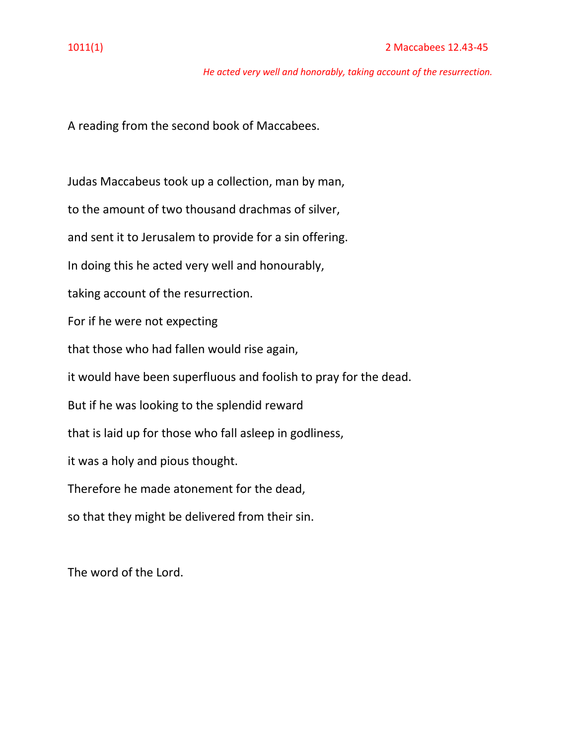1011(1) 2 Maccabees 12.43-45

*He acted very well and honorably, taking account of the resurrection.*

A reading from the second book of Maccabees.

Judas Maccabeus took up a collection, man by man,
to the amount of two thousand drachmas of silver,
and sent it to Jerusalem to provide for a sin offering.
In doing this he acted very well and honourably,
taking account of the resurrection.
For if he were not expecting
that those who had fallen would rise again,
it would have been superfluous and foolish to pray for the dead.
But if he was looking to the splendid reward
that is laid up for those who fall asleep in godliness,
it was a holy and pious thought.
Therefore he made atonement for the dead,
so that they might be delivered from their sin.

The word of the Lord.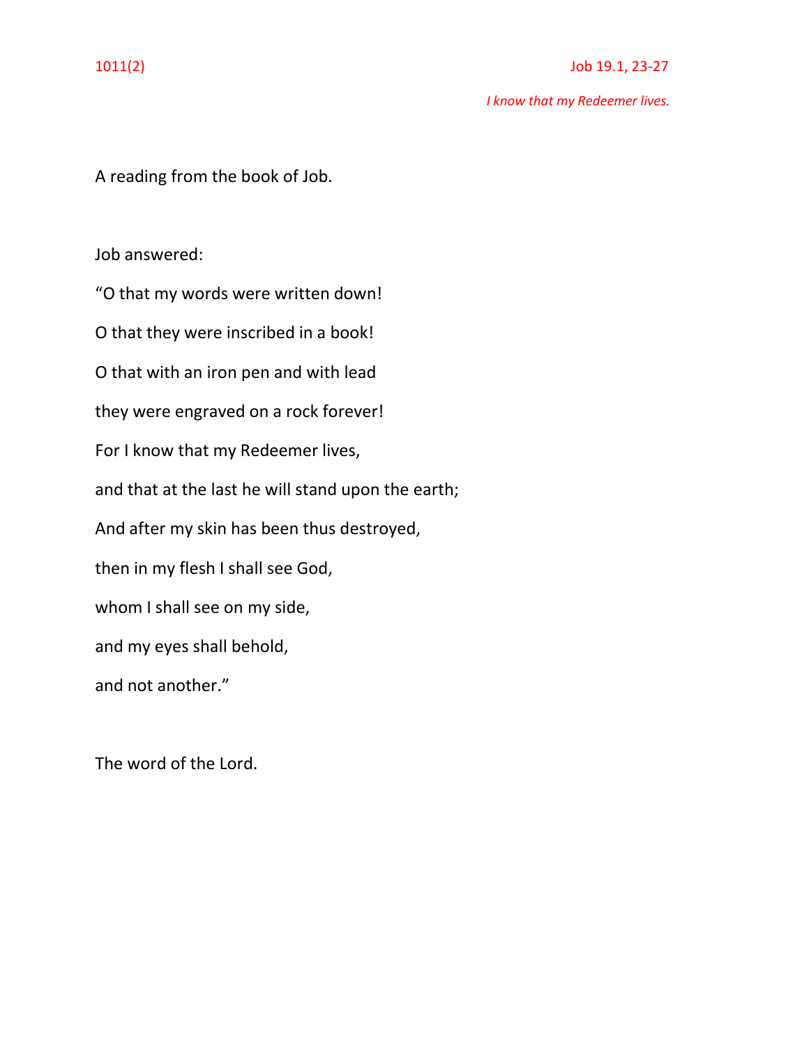1011(2) Job 19.1, 23-27

*I know that my Redeemer lives.*

A reading from the book of Job.

Job answered:

“O that my words were written down!

O that they were inscribed in a book!

O that with an iron pen and with lead

they were engraved on a rock forever!

For I know that my Redeemer lives,

and that at the last he will stand upon the earth;

And after my skin has been thus destroyed,

then in my flesh I shall see God,

whom I shall see on my side,

and my eyes shall behold,

and not another.”

The word of the Lord.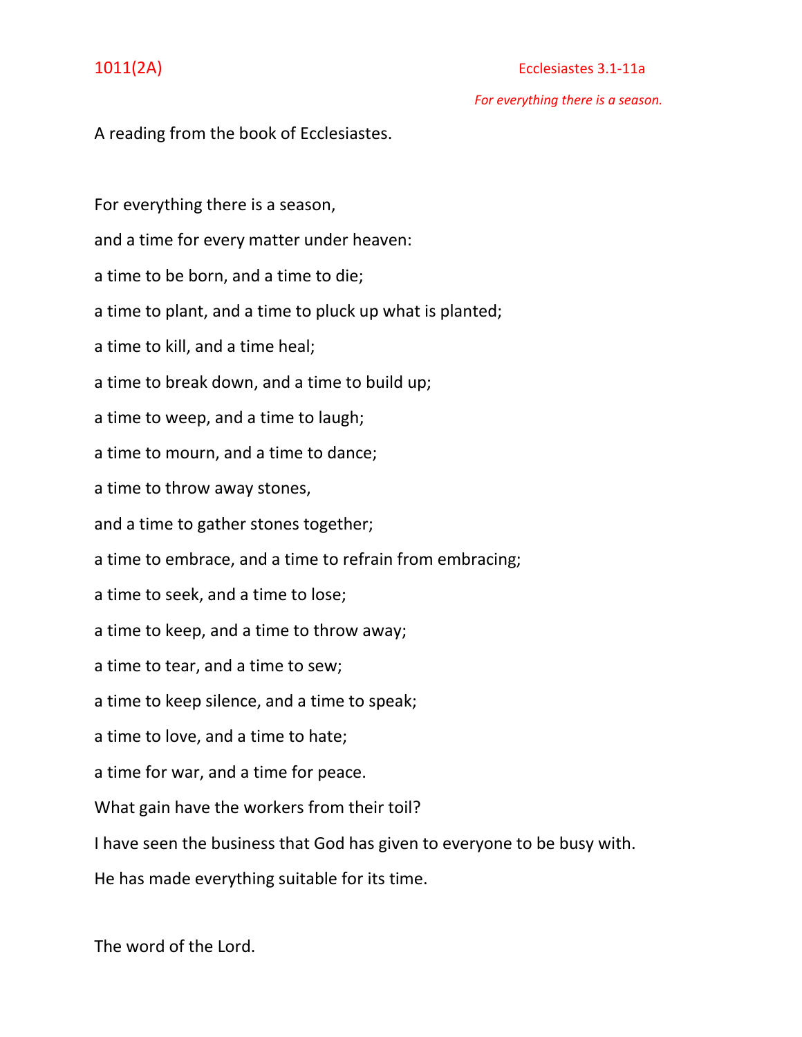1011(2A) Ecclesiastes 3.1-11a

*For everything there is a season.*

A reading from the book of Ecclesiastes.

For everything there is a season,

and a time for every matter under heaven:

a time to be born, and a time to die;

a time to plant, and a time to pluck up what is planted;

a time to kill, and a time heal;

a time to break down, and a time to build up;

a time to weep, and a time to laugh;

a time to mourn, and a time to dance;

a time to throw away stones,

and a time to gather stones together;

a time to embrace, and a time to refrain from embracing;

a time to seek, and a time to lose;

a time to keep, and a time to throw away;

a time to tear, and a time to sew;

a time to keep silence, and a time to speak;

a time to love, and a time to hate;

a time for war, and a time for peace.

What gain have the workers from their toil?

I have seen the business that God has given to everyone to be busy with.

He has made everything suitable for its time.

The word of the Lord.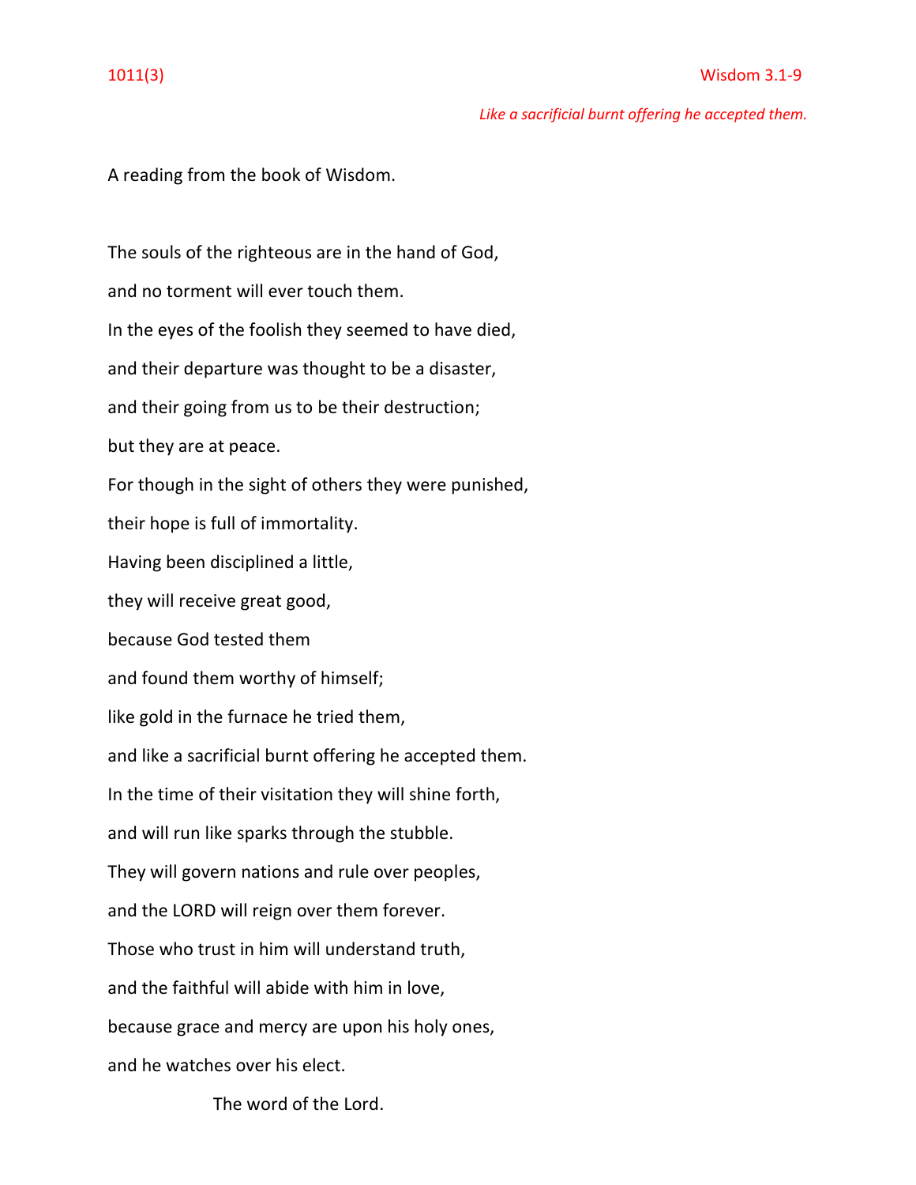1011(3) Wisdom 3.1-9

*Like a sacrificial burnt offering he accepted them.*

A reading from the book of Wisdom.

The souls of the righteous are in the hand of God,
and no torment will ever touch them.
In the eyes of the foolish they seemed to have died,
and their departure was thought to be a disaster,
and their going from us to be their destruction;
but they are at peace.
For though in the sight of others they were punished,
their hope is full of immortality.
Having been disciplined a little,
they will receive great good,
because God tested them
and found them worthy of himself;
like gold in the furnace he tried them,
and like a sacrificial burnt offering he accepted them.
In the time of their visitation they will shine forth,
and will run like sparks through the stubble.
They will govern nations and rule over peoples,
and the LORD will reign over them forever.
Those who trust in him will understand truth,
and the faithful will abide with him in love,
because grace and mercy are upon his holy ones,
and he watches over his elect.

The word of the Lord.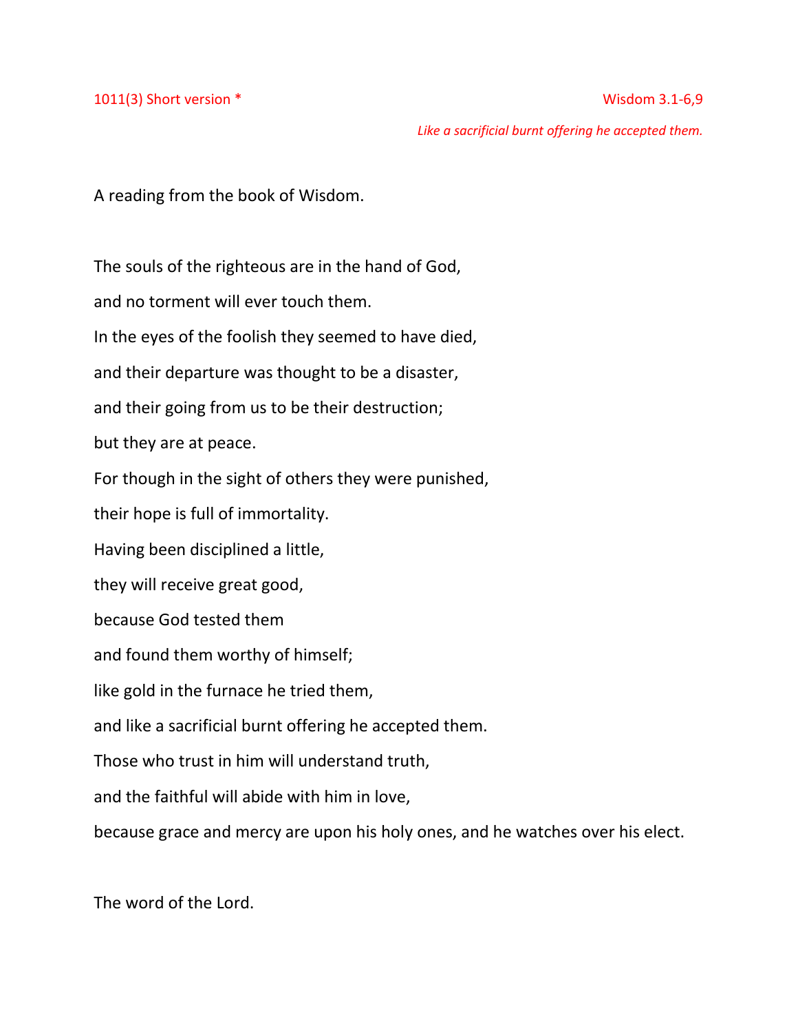1011(3) Short version * Wisdom 3.1-6,9

*Like a sacrificial burnt offering he accepted them.*

A reading from the book of Wisdom.

The souls of the righteous are in the hand of God,

and no torment will ever touch them.

In the eyes of the foolish they seemed to have died,

and their departure was thought to be a disaster,

and their going from us to be their destruction;

but they are at peace.

For though in the sight of others they were punished,

their hope is full of immortality.

Having been disciplined a little,

they will receive great good,

because God tested them

and found them worthy of himself;

like gold in the furnace he tried them,

and like a sacrificial burnt offering he accepted them.

Those who trust in him will understand truth,

and the faithful will abide with him in love,

because grace and mercy are upon his holy ones, and he watches over his elect.

The word of the Lord.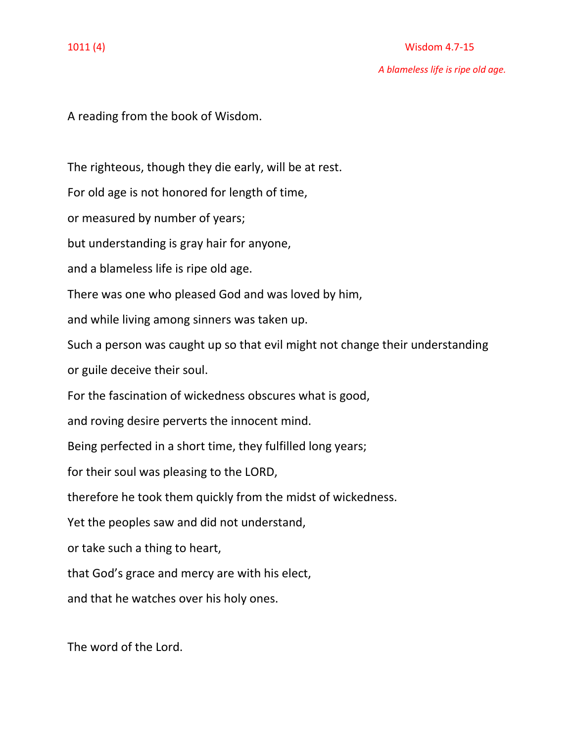1011 (4)

Wisdom 4.7-15

*A blameless life is ripe old age.*

A reading from the book of Wisdom.

The righteous, though they die early, will be at rest.
For old age is not honored for length of time,
or measured by number of years;
but understanding is gray hair for anyone,
and a blameless life is ripe old age.
There was one who pleased God and was loved by him,
and while living among sinners was taken up.
Such a person was caught up so that evil might not change their understanding
or guile deceive their soul.
For the fascination of wickedness obscures what is good,
and roving desire perverts the innocent mind.
Being perfected in a short time, they fulfilled long years;
for their soul was pleasing to the LORD,
therefore he took them quickly from the midst of wickedness.
Yet the peoples saw and did not understand,
or take such a thing to heart,
that God's grace and mercy are with his elect,
and that he watches over his holy ones.

The word of the Lord.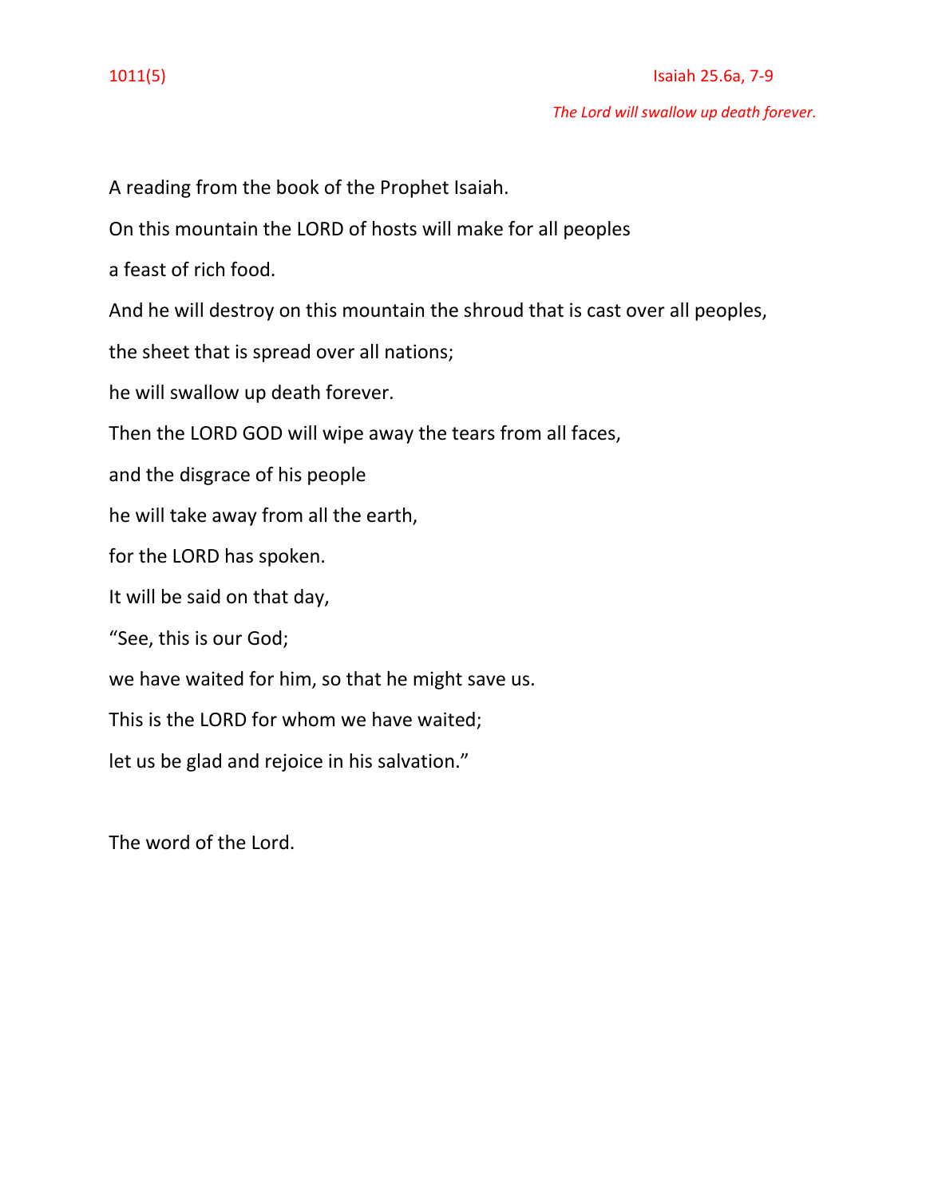1011(5) Isaiah 25.6a, 7-9

*The Lord will swallow up death forever.*

A reading from the book of the Prophet Isaiah.

On this mountain the LORD of hosts will make for all peoples

a feast of rich food.

And he will destroy on this mountain the shroud that is cast over all peoples,

the sheet that is spread over all nations;

he will swallow up death forever.

Then the LORD GOD will wipe away the tears from all faces,

and the disgrace of his people

he will take away from all the earth,

for the LORD has spoken.

It will be said on that day,

"See, this is our God;

we have waited for him, so that he might save us.

This is the LORD for whom we have waited;

let us be glad and rejoice in his salvation."

The word of the Lord.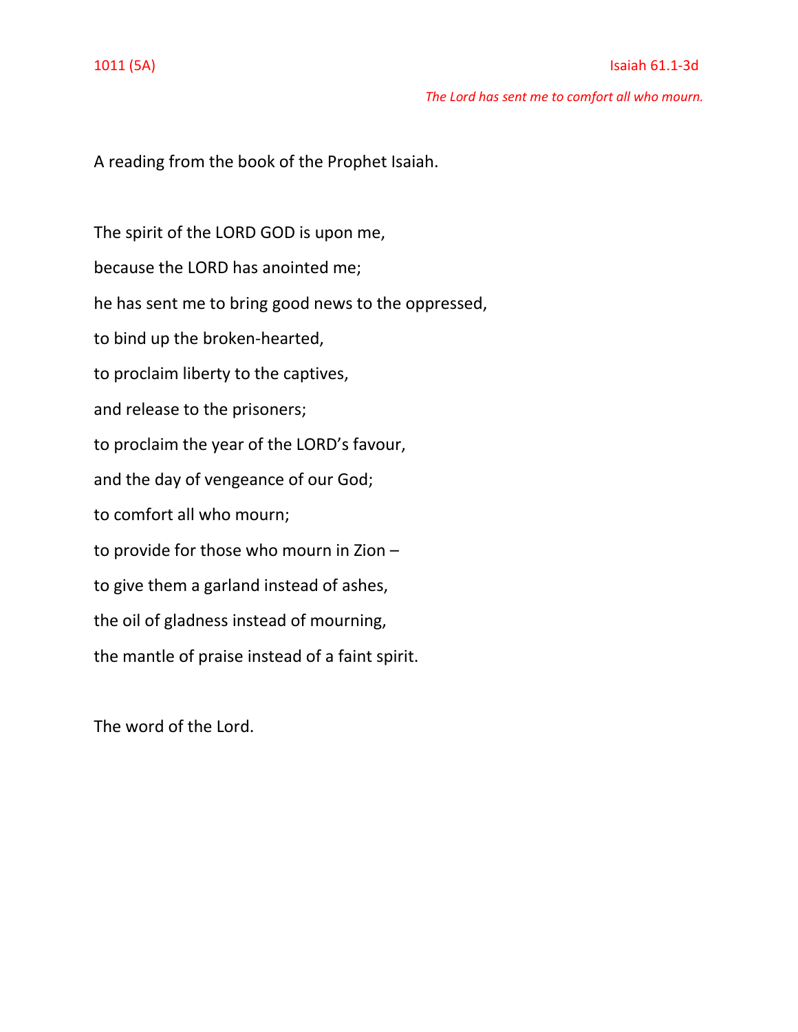1011 (5A) Isaiah 61.1-3d

*The Lord has sent me to comfort all who mourn.*

A reading from the book of the Prophet Isaiah.

The spirit of the LORD GOD is upon me,

because the LORD has anointed me;

he has sent me to bring good news to the oppressed,

to bind up the broken-hearted,

to proclaim liberty to the captives,

and release to the prisoners;

to proclaim the year of the LORD's favour,

and the day of vengeance of our God;

to comfort all who mourn;

to provide for those who mourn in Zion –

to give them a garland instead of ashes,

the oil of gladness instead of mourning,

the mantle of praise instead of a faint spirit.

The word of the Lord.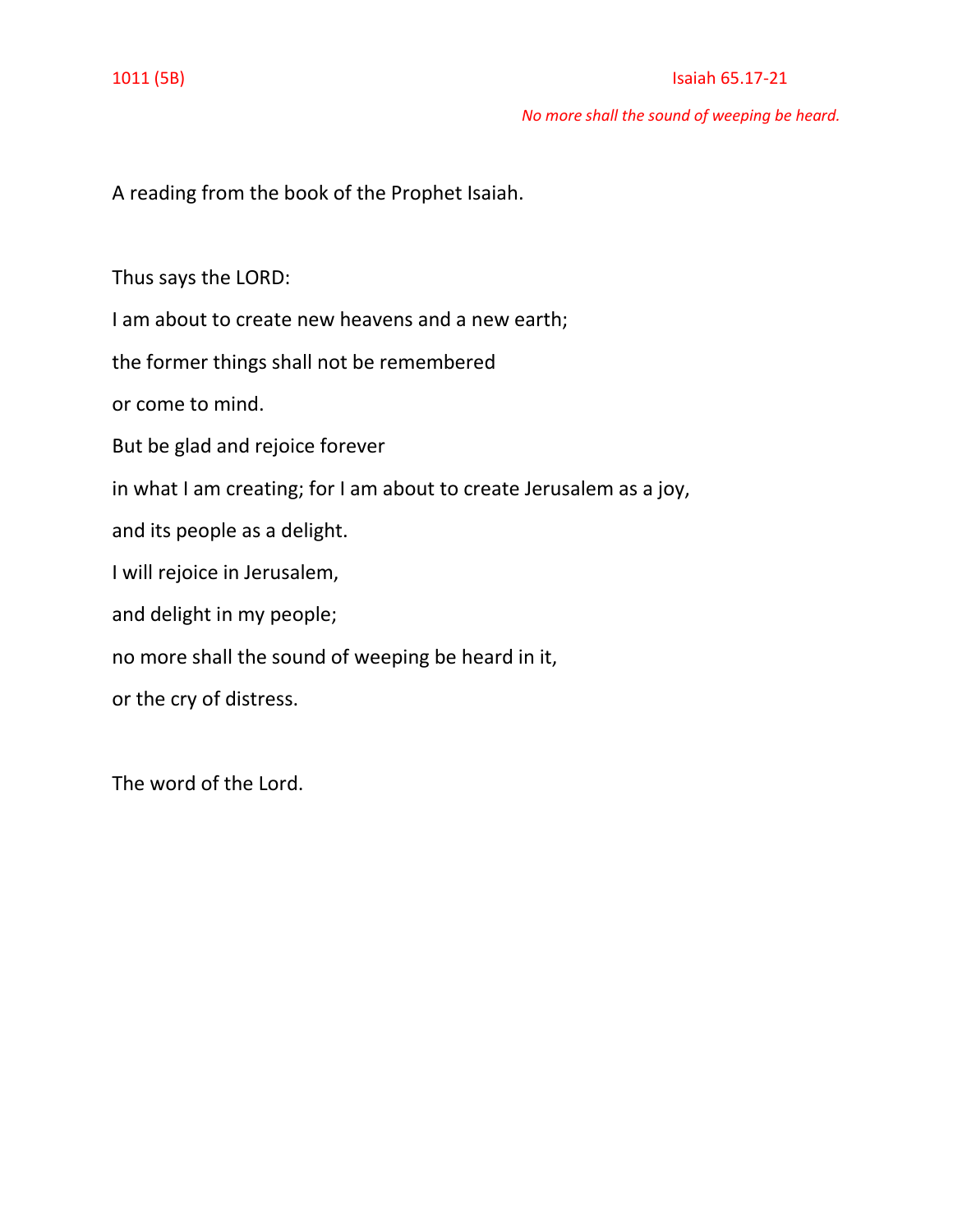1011 (5B) Isaiah 65.17-21

*No more shall the sound of weeping be heard.*

A reading from the book of the Prophet Isaiah.

Thus says the LORD:

I am about to create new heavens and a new earth;

the former things shall not be remembered

or come to mind.

But be glad and rejoice forever

in what I am creating; for I am about to create Jerusalem as a joy,

and its people as a delight.

I will rejoice in Jerusalem,

and delight in my people;

no more shall the sound of weeping be heard in it,

or the cry of distress.

The word of the Lord.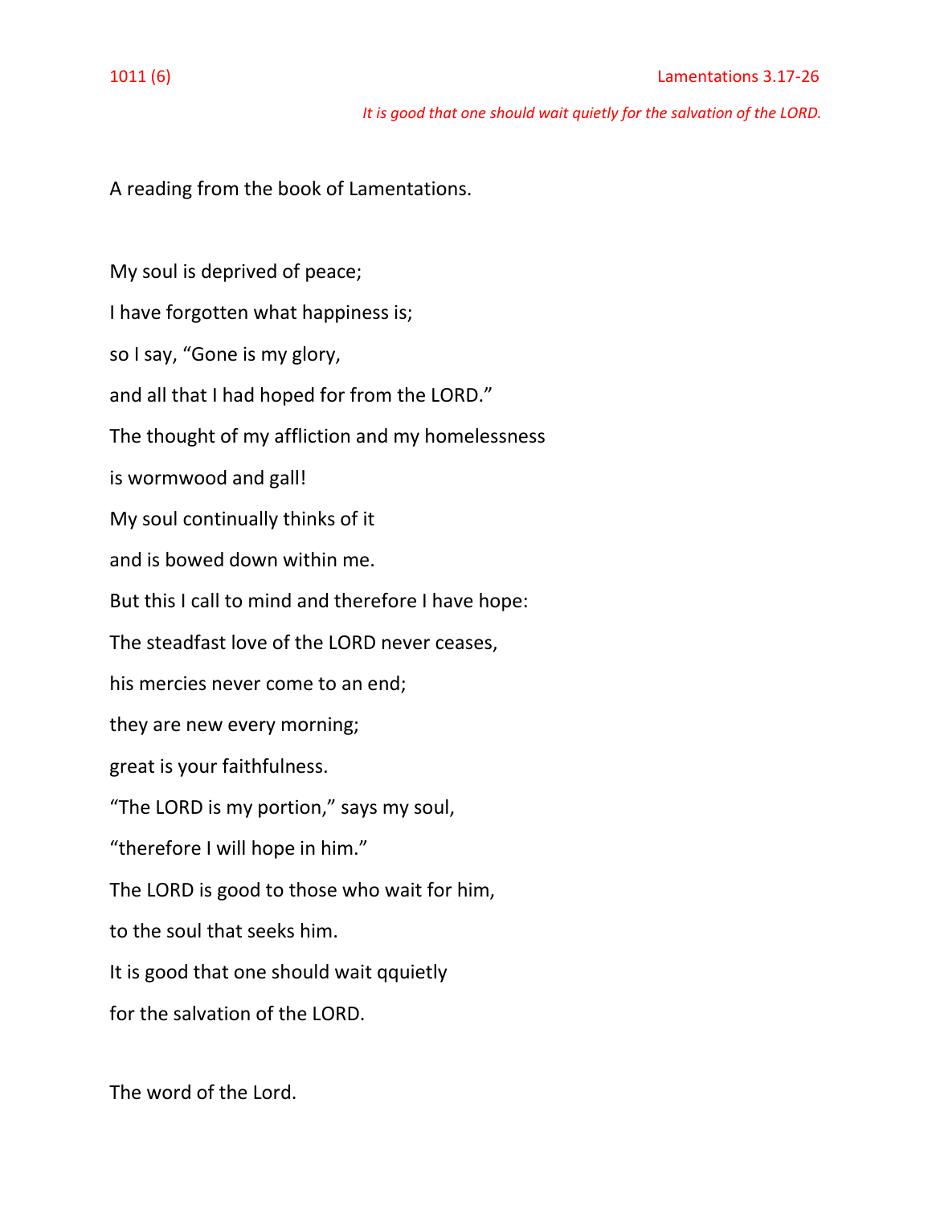1011 (6) Lamentations 3.17-26

*It is good that one should wait quietly for the salvation of the LORD.*

A reading from the book of Lamentations.

My soul is deprived of peace;

I have forgotten what happiness is;

so I say, “Gone is my glory,

and all that I had hoped for from the LORD.”

The thought of my affliction and my homelessness

is wormwood and gall!

My soul continually thinks of it

and is bowed down within me.

But this I call to mind and therefore I have hope:

The steadfast love of the LORD never ceases,

his mercies never come to an end;

they are new every morning;

great is your faithfulness.

“The LORD is my portion,” says my soul,

“therefore I will hope in him.”

The LORD is good to those who wait for him,

to the soul that seeks him.

It is good that one should wait qquietly

for the salvation of the LORD.

The word of the Lord.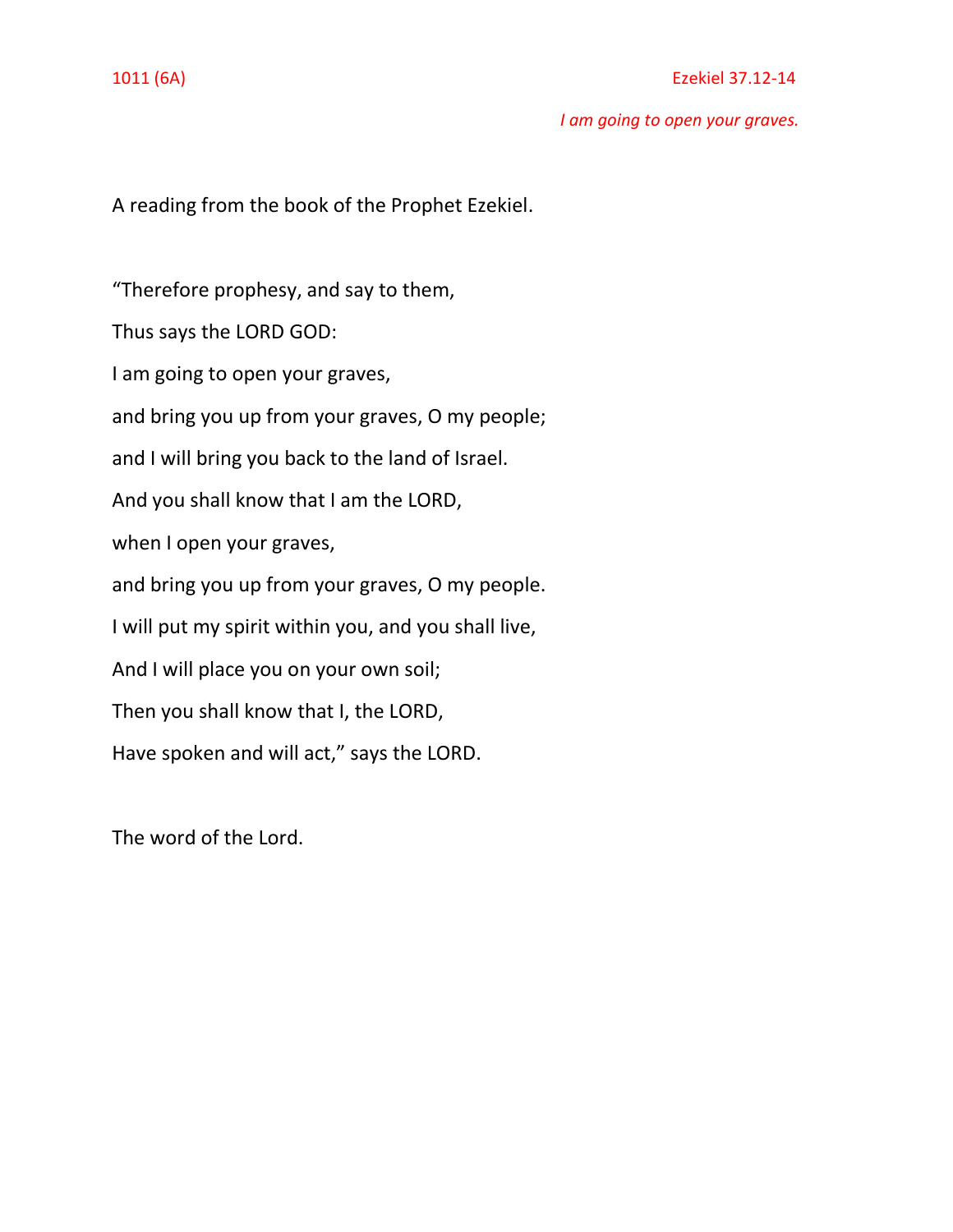1011 (6A) Ezekiel 37.12-14

*I am going to open your graves.*

A reading from the book of the Prophet Ezekiel.

"Therefore prophesy, and say to them,

Thus says the LORD GOD:

I am going to open your graves,

and bring you up from your graves, O my people;

and I will bring you back to the land of Israel.

And you shall know that I am the LORD,

when I open your graves,

and bring you up from your graves, O my people.

I will put my spirit within you, and you shall live,

And I will place you on your own soil;

Then you shall know that I, the LORD,

Have spoken and will act," says the LORD.

The word of the Lord.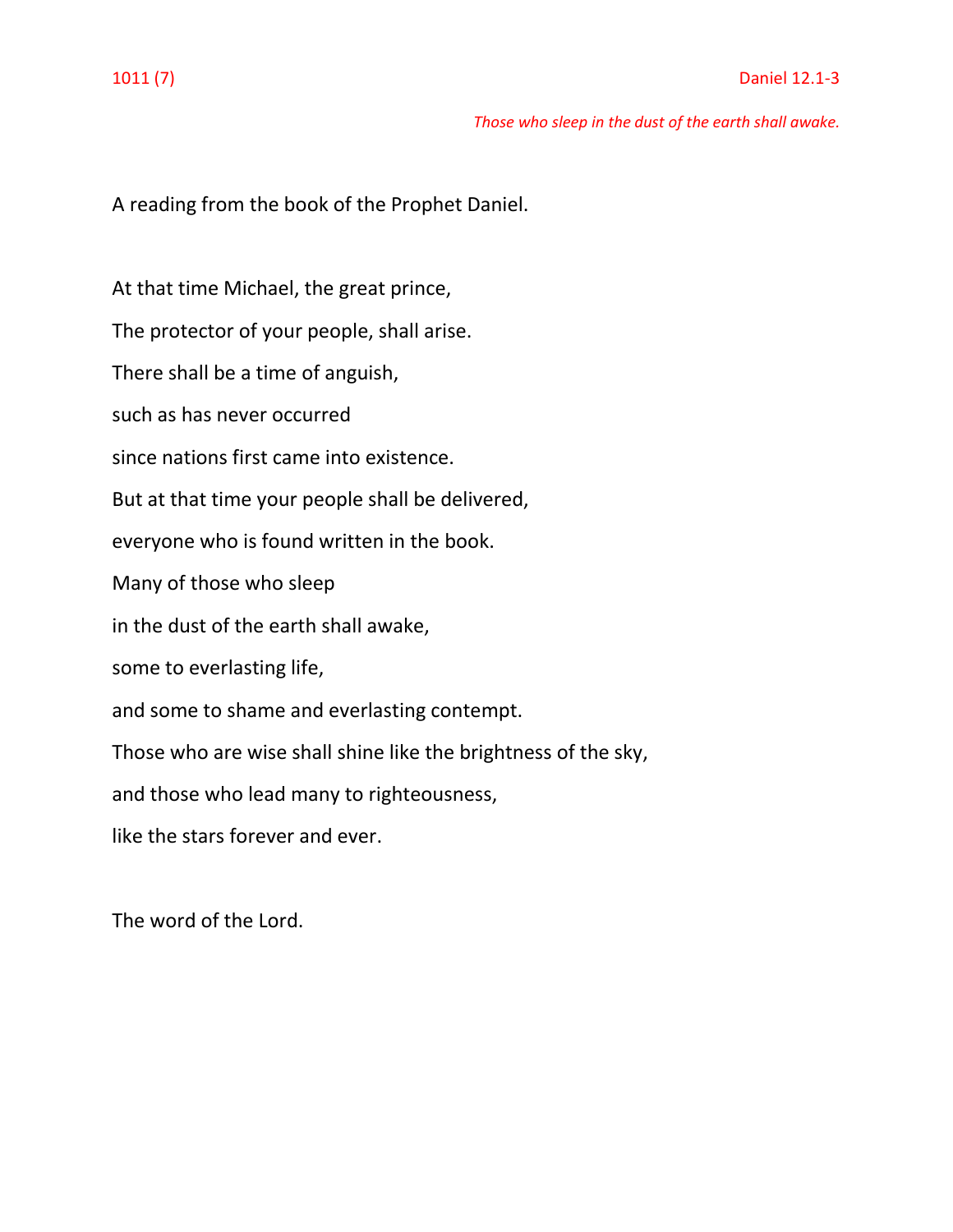1011 (7) Daniel 12.1-3

*Those who sleep in the dust of the earth shall awake.*

A reading from the book of the Prophet Daniel.

At that time Michael, the great prince,

The protector of your people, shall arise.

There shall be a time of anguish,

such as has never occurred

since nations first came into existence.

But at that time your people shall be delivered,

everyone who is found written in the book.

Many of those who sleep

in the dust of the earth shall awake,

some to everlasting life,

and some to shame and everlasting contempt.

Those who are wise shall shine like the brightness of the sky,

and those who lead many to righteousness,

like the stars forever and ever.

The word of the Lord.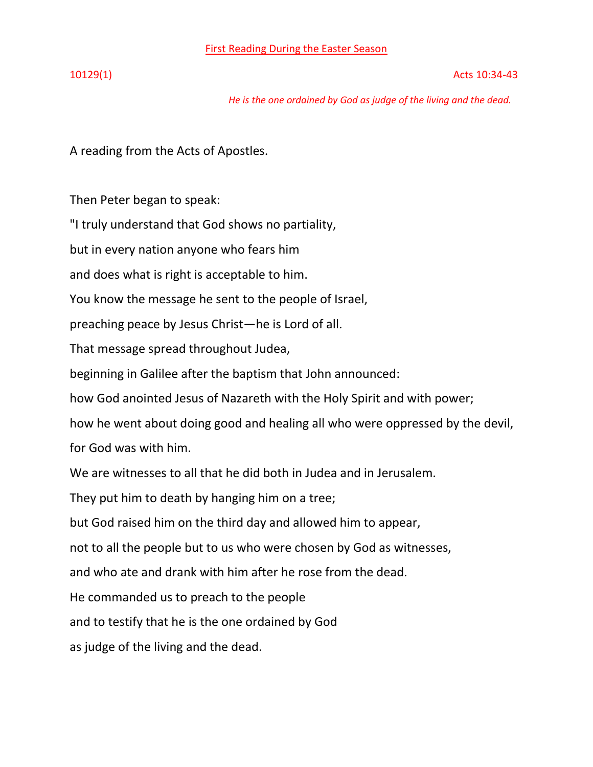First Reading During the Easter Season

10129(1) Acts 10:34-43

*He is the one ordained by God as judge of the living and the dead.*

A reading from the Acts of Apostles.

Then Peter began to speak:

"I truly understand that God shows no partiality,

but in every nation anyone who fears him

and does what is right is acceptable to him.

You know the message he sent to the people of Israel,

preaching peace by Jesus Christ—he is Lord of all.

That message spread throughout Judea,

beginning in Galilee after the baptism that John announced:

how God anointed Jesus of Nazareth with the Holy Spirit and with power;

how he went about doing good and healing all who were oppressed by the devil,

for God was with him.

We are witnesses to all that he did both in Judea and in Jerusalem.

They put him to death by hanging him on a tree;

but God raised him on the third day and allowed him to appear,

not to all the people but to us who were chosen by God as witnesses,

and who ate and drank with him after he rose from the dead.

He commanded us to preach to the people

and to testify that he is the one ordained by God

as judge of the living and the dead.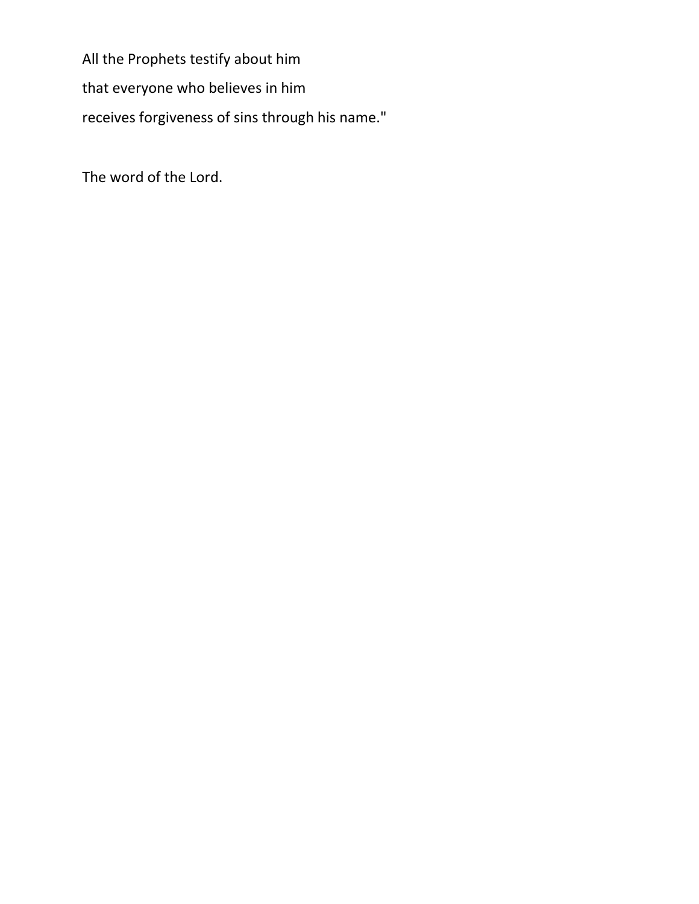All the Prophets testify about him

that everyone who believes in him

receives forgiveness of sins through his name."

The word of the Lord.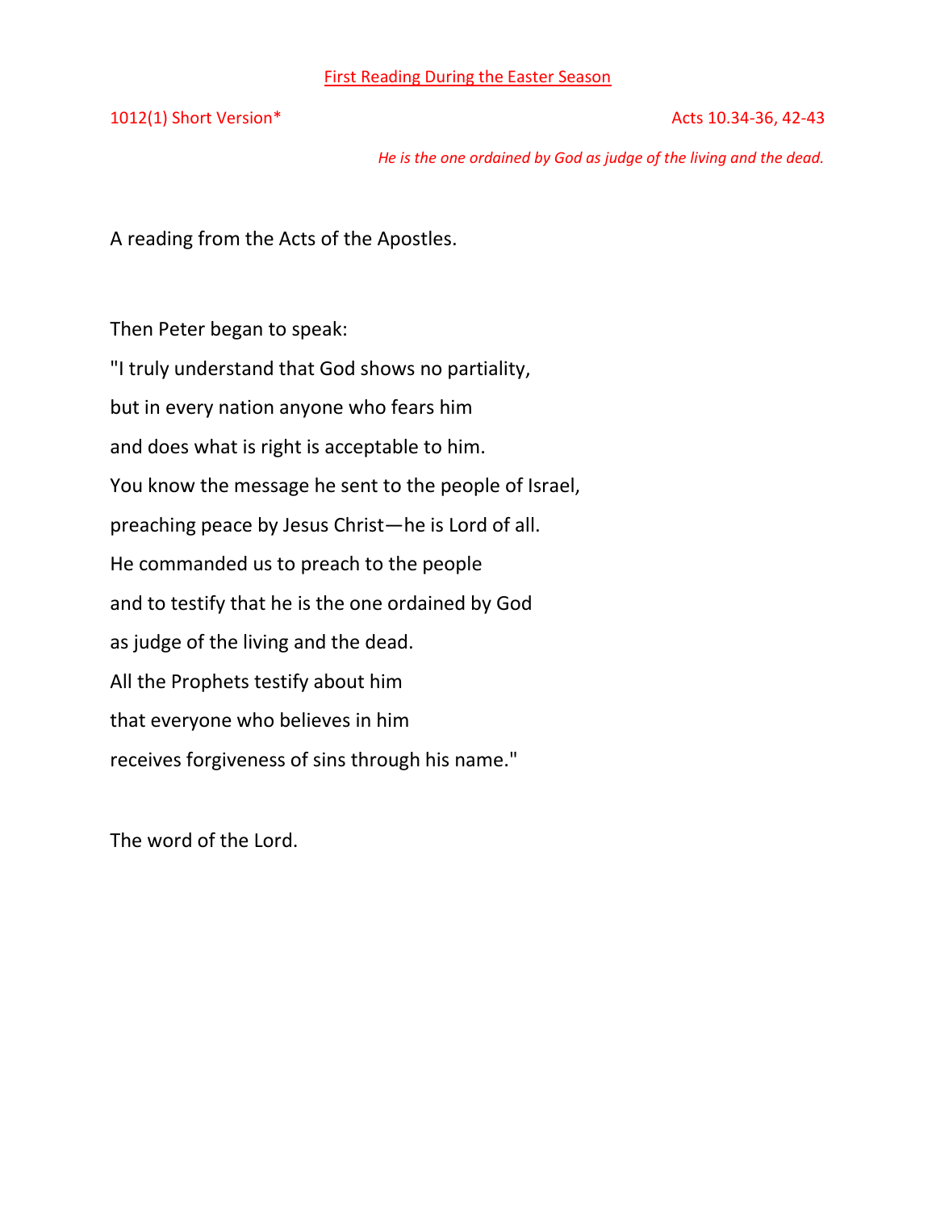## First Reading During the Easter Season

1012(1) Short Version* — Acts 10.34-36, 42-43

*He is the one ordained by God as judge of the living and the dead.*

A reading from the Acts of the Apostles.

Then Peter began to speak:
"I truly understand that God shows no partiality,
but in every nation anyone who fears him
and does what is right is acceptable to him.
You know the message he sent to the people of Israel,
preaching peace by Jesus Christ—he is Lord of all.
He commanded us to preach to the people
and to testify that he is the one ordained by God
as judge of the living and the dead.
All the Prophets testify about him
that everyone who believes in him
receives forgiveness of sins through his name."

The word of the Lord.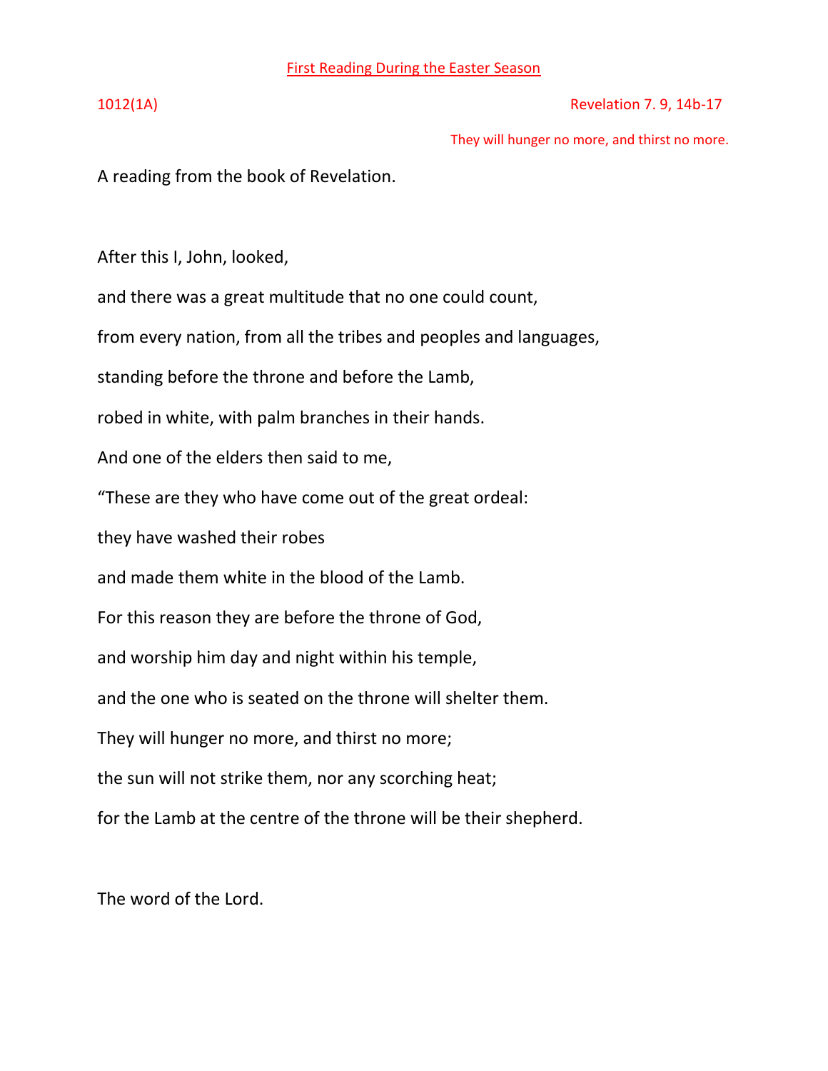## First Reading During the Easter Season

1012(1A) Revelation 7. 9, 14b-17

*They will hunger no more, and thirst no more.*

A reading from the book of Revelation.

After this I, John, looked,

and there was a great multitude that no one could count,

from every nation, from all the tribes and peoples and languages,

standing before the throne and before the Lamb,

robed in white, with palm branches in their hands.

And one of the elders then said to me,

“These are they who have come out of the great ordeal:

they have washed their robes

and made them white in the blood of the Lamb.

For this reason they are before the throne of God,

and worship him day and night within his temple,

and the one who is seated on the throne will shelter them.

They will hunger no more, and thirst no more;

the sun will not strike them, nor any scorching heat;

for the Lamb at the centre of the throne will be their shepherd.

The word of the Lord.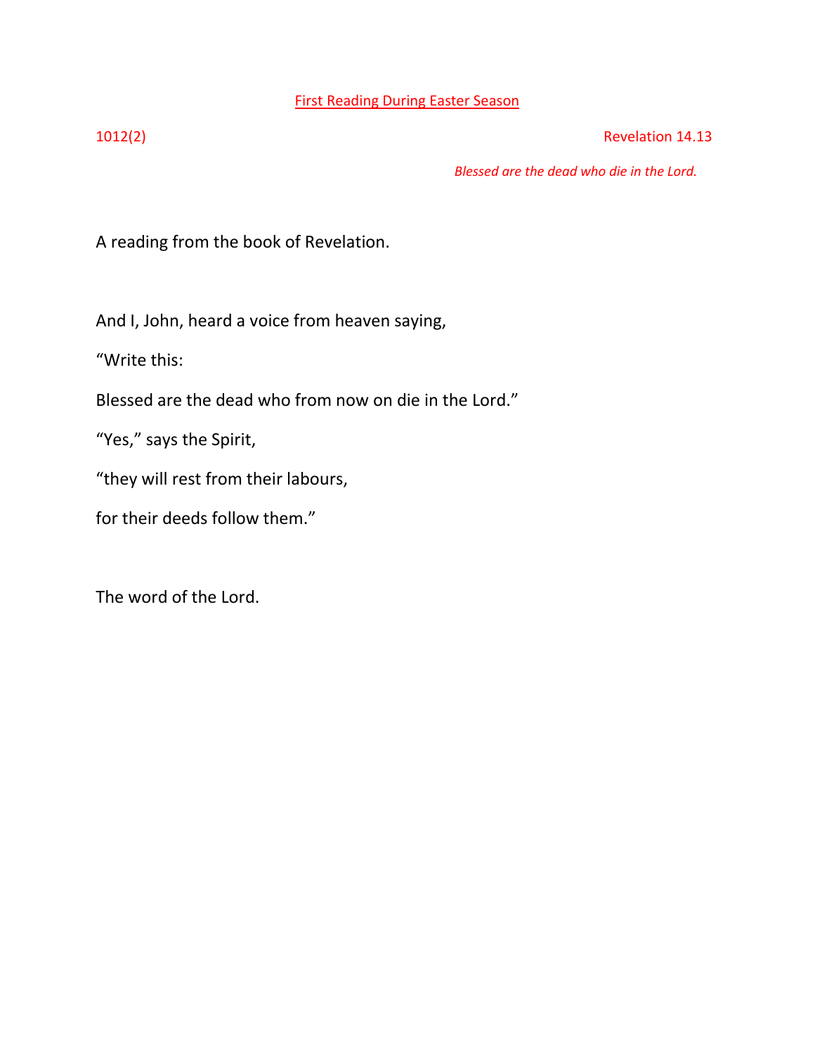<u>First Reading During Easter Season</u>

1012(2) Revelation 14.13

*Blessed are the dead who die in the Lord.*

A reading from the book of Revelation.

And I, John, heard a voice from heaven saying,

“Write this:

Blessed are the dead who from now on die in the Lord.”

“Yes,” says the Spirit,

“they will rest from their labours,

for their deeds follow them.”

The word of the Lord.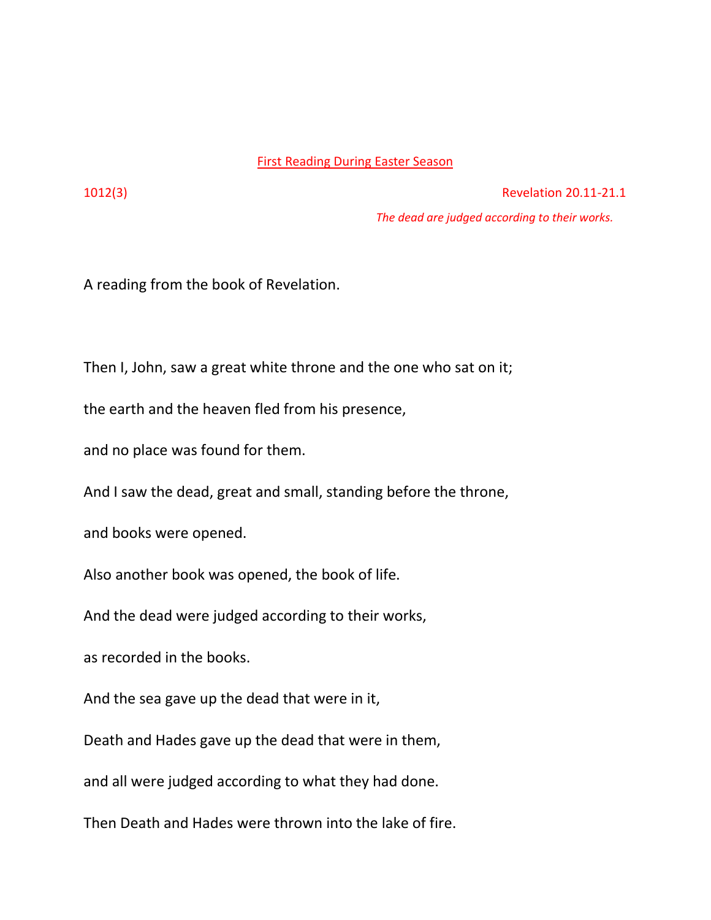First Reading During Easter Season

1012(3) Revelation 20.11-21.1

*The dead are judged according to their works.*

A reading from the book of Revelation.

Then I, John, saw a great white throne and the one who sat on it;

the earth and the heaven fled from his presence,

and no place was found for them.

And I saw the dead, great and small, standing before the throne,

and books were opened.

Also another book was opened, the book of life.

And the dead were judged according to their works,

as recorded in the books.

And the sea gave up the dead that were in it,

Death and Hades gave up the dead that were in them,

and all were judged according to what they had done.

Then Death and Hades were thrown into the lake of fire.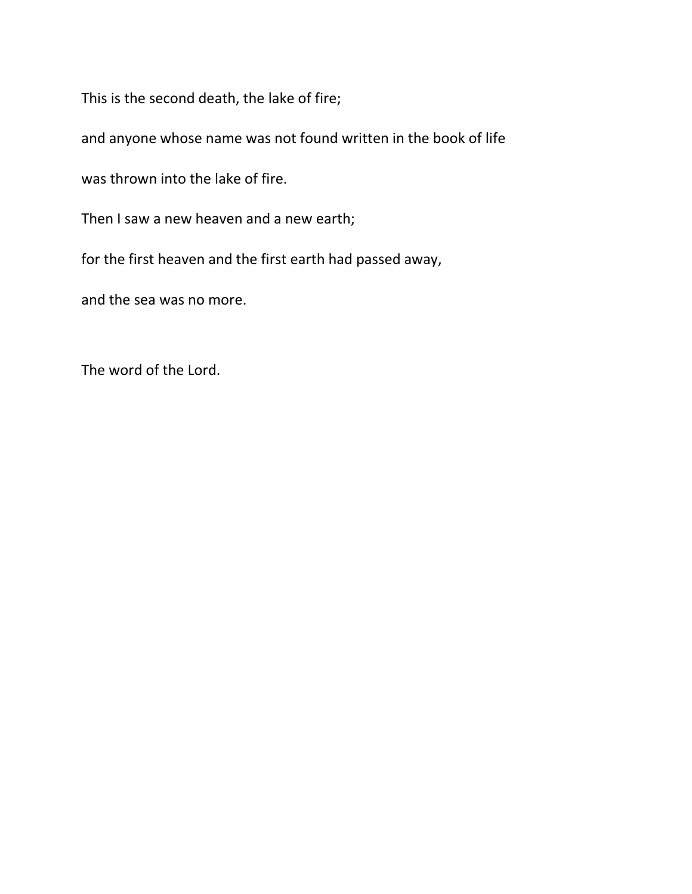This is the second death, the lake of fire;

and anyone whose name was not found written in the book of life

was thrown into the lake of fire.

Then I saw a new heaven and a new earth;

for the first heaven and the first earth had passed away,

and the sea was no more.

The word of the Lord.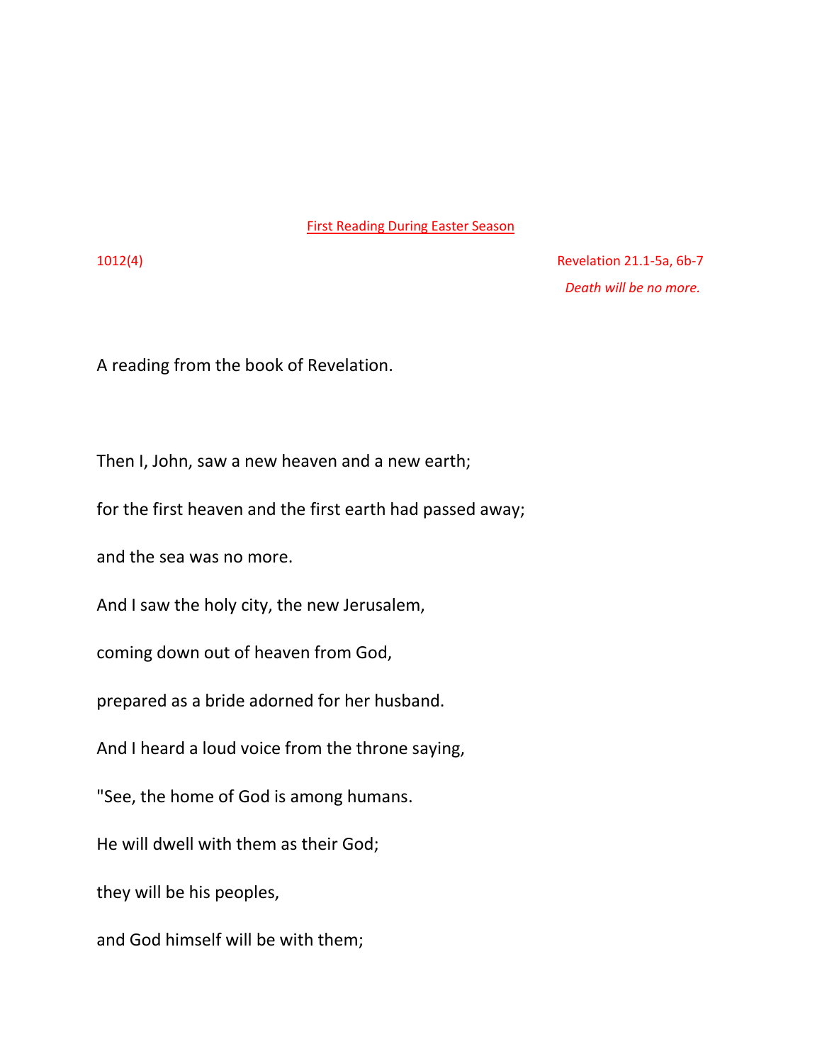First Reading During Easter Season

1012(4)

Revelation 21.1-5a, 6b-7

*Death will be no more.*

A reading from the book of Revelation.

Then I, John, saw a new heaven and a new earth;

for the first heaven and the first earth had passed away;

and the sea was no more.

And I saw the holy city, the new Jerusalem,

coming down out of heaven from God,

prepared as a bride adorned for her husband.

And I heard a loud voice from the throne saying,

"See, the home of God is among humans.

He will dwell with them as their God;

they will be his peoples,

and God himself will be with them;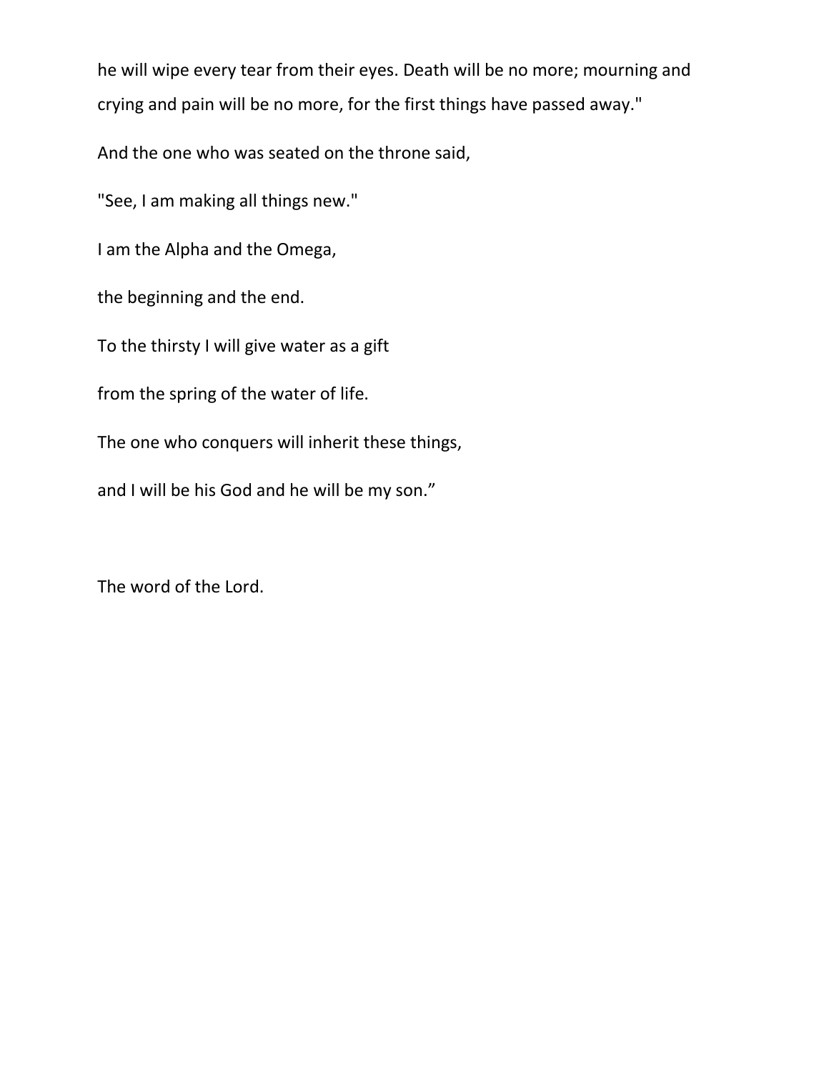he will wipe every tear from their eyes. Death will be no more; mourning and crying and pain will be no more, for the first things have passed away."

And the one who was seated on the throne said,

"See, I am making all things new."

I am the Alpha and the Omega,

the beginning and the end.

To the thirsty I will give water as a gift

from the spring of the water of life.

The one who conquers will inherit these things,

and I will be his God and he will be my son."

The word of the Lord.